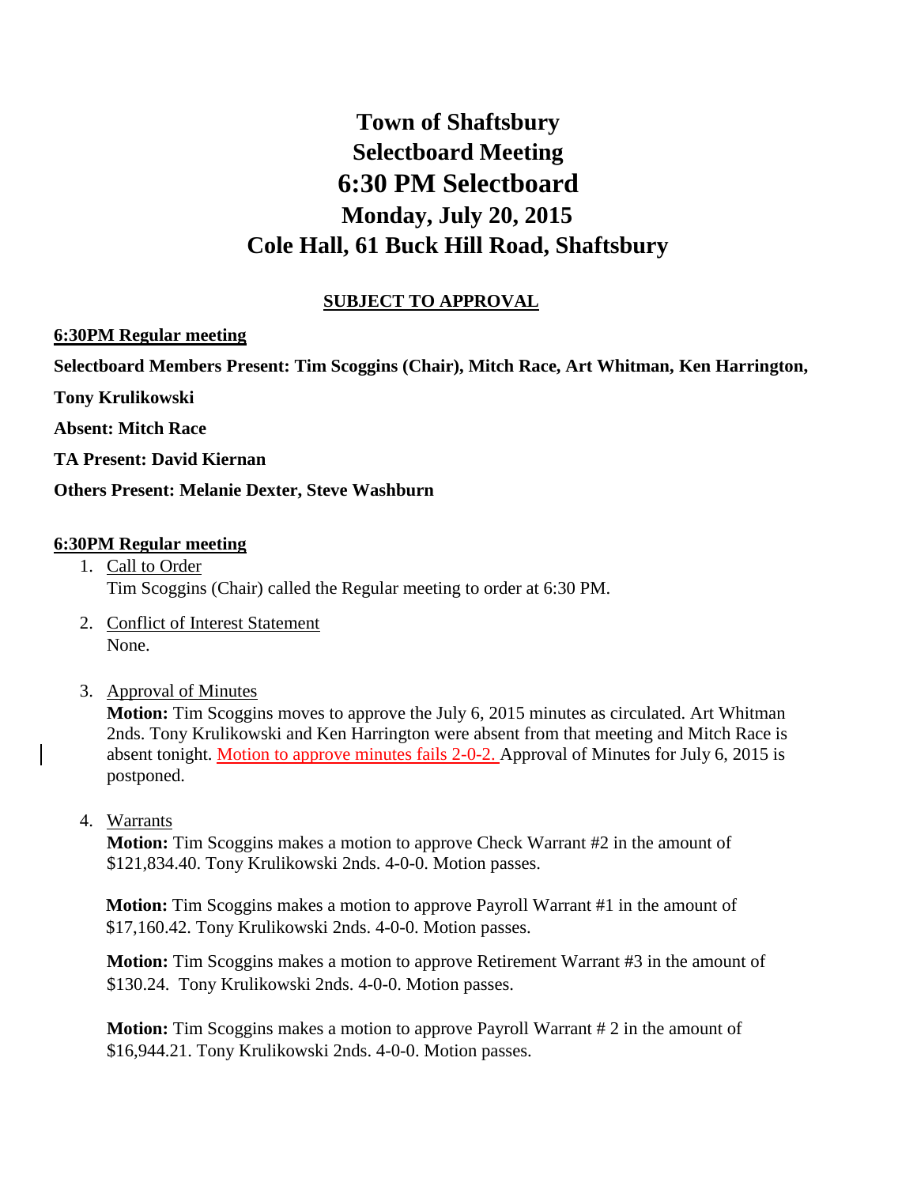# Town of Shaftsbury
# Selectboard Meeting
# 6:30 PM Selectboard
# Monday, July 20, 2015
# Cole Hall, 61 Buck Hill Road, Shaftsbury

**SUBJECT TO APPROVAL**

**6:30PM Regular meeting**

**Selectboard Members Present: Tim Scoggins (Chair), Mitch Race, Art Whitman, Ken Harrington, Tony Krulikowski**

**Absent: Mitch Race**

**TA Present: David Kiernan**

**Others Present: Melanie Dexter, Steve Washburn**

**6:30PM Regular meeting**

1. Call to Order
   Tim Scoggins (Chair) called the Regular meeting to order at 6:30 PM.

2. Conflict of Interest Statement
   None.

3. Approval of Minutes
   **Motion:** Tim Scoggins moves to approve the July 6, 2015 minutes as circulated. Art Whitman 2nds. Tony Krulikowski and Ken Harrington were absent from that meeting and Mitch Race is absent tonight. Motion to approve minutes fails 2-0-2. Approval of Minutes for July 6, 2015 is postponed.

4. Warrants
   **Motion:** Tim Scoggins makes a motion to approve Check Warrant #2 in the amount of $121,834.40. Tony Krulikowski 2nds. 4-0-0. Motion passes.

   **Motion:** Tim Scoggins makes a motion to approve Payroll Warrant #1 in the amount of $17,160.42. Tony Krulikowski 2nds. 4-0-0. Motion passes.

   **Motion:** Tim Scoggins makes a motion to approve Retirement Warrant #3 in the amount of $130.24. Tony Krulikowski 2nds. 4-0-0. Motion passes.

   **Motion:** Tim Scoggins makes a motion to approve Payroll Warrant # 2 in the amount of $16,944.21. Tony Krulikowski 2nds. 4-0-0. Motion passes.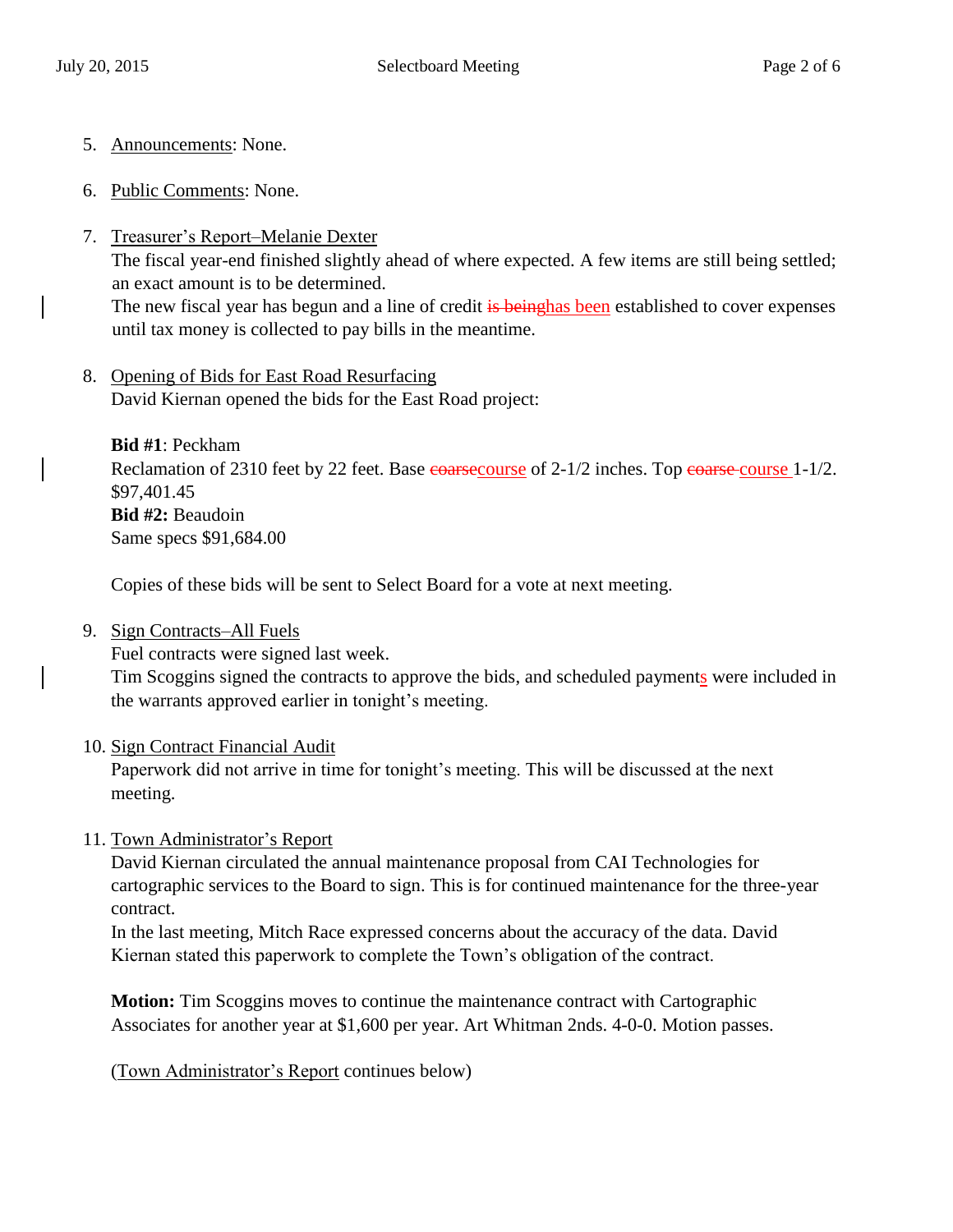5. Announcements: None.

6. Public Comments: None.

7. Treasurer's Report–Melanie Dexter
   The fiscal year-end finished slightly ahead of where expected. A few items are still being settled; an exact amount is to be determined.
   The new fiscal year has begun and a line of credit ~~is being~~has been established to cover expenses until tax money is collected to pay bills in the meantime.

8. Opening of Bids for East Road Resurfacing
   David Kiernan opened the bids for the East Road project:

   **Bid #1**: Peckham
   Reclamation of 2310 feet by 22 feet. Base ~~coarse~~course of 2-1/2 inches. Top ~~coarse~~ course 1-1/2. $97,401.45
   **Bid #2:** Beaudoin
   Same specs $91,684.00

   Copies of these bids will be sent to Select Board for a vote at next meeting.

9. Sign Contracts–All Fuels
   Fuel contracts were signed last week.
   Tim Scoggins signed the contracts to approve the bids, and scheduled payments were included in the warrants approved earlier in tonight's meeting.

10. Sign Contract Financial Audit
    Paperwork did not arrive in time for tonight's meeting. This will be discussed at the next meeting.

11. Town Administrator's Report
    David Kiernan circulated the annual maintenance proposal from CAI Technologies for cartographic services to the Board to sign. This is for continued maintenance for the three-year contract.
    In the last meeting, Mitch Race expressed concerns about the accuracy of the data. David Kiernan stated this paperwork to complete the Town's obligation of the contract.

    **Motion:** Tim Scoggins moves to continue the maintenance contract with Cartographic Associates for another year at $1,600 per year. Art Whitman 2nds. 4-0-0. Motion passes.

    (Town Administrator's Report continues below)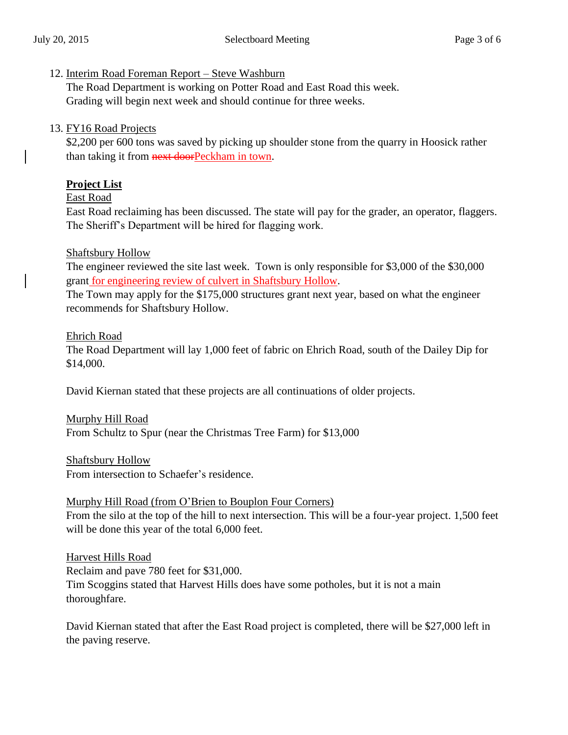12. Interim Road Foreman Report – Steve Washburn

    The Road Department is working on Potter Road and East Road this week. Grading will begin next week and should continue for three weeks.

13. FY16 Road Projects

    $2,200 per 600 tons was saved by picking up shoulder stone from the quarry in Hoosick rather than taking it from ~~next door~~Peckham in town.

    **Project List**

    East Road
    East Road reclaiming has been discussed. The state will pay for the grader, an operator, flaggers. The Sheriff's Department will be hired for flagging work.

    Shaftsbury Hollow
    The engineer reviewed the site last week. Town is only responsible for $3,000 of the $30,000 grant for engineering review of culvert in Shaftsbury Hollow.
    The Town may apply for the $175,000 structures grant next year, based on what the engineer recommends for Shaftsbury Hollow.

    Ehrich Road
    The Road Department will lay 1,000 feet of fabric on Ehrich Road, south of the Dailey Dip for $14,000.

    David Kiernan stated that these projects are all continuations of older projects.

    Murphy Hill Road
    From Schultz to Spur (near the Christmas Tree Farm) for $13,000

    Shaftsbury Hollow
    From intersection to Schaefer's residence.

    Murphy Hill Road (from O'Brien to Bouplon Four Corners)
    From the silo at the top of the hill to next intersection. This will be a four-year project. 1,500 feet will be done this year of the total 6,000 feet.

    Harvest Hills Road
    Reclaim and pave 780 feet for $31,000.
    Tim Scoggins stated that Harvest Hills does have some potholes, but it is not a main thoroughfare.

    David Kiernan stated that after the East Road project is completed, there will be $27,000 left in the paving reserve.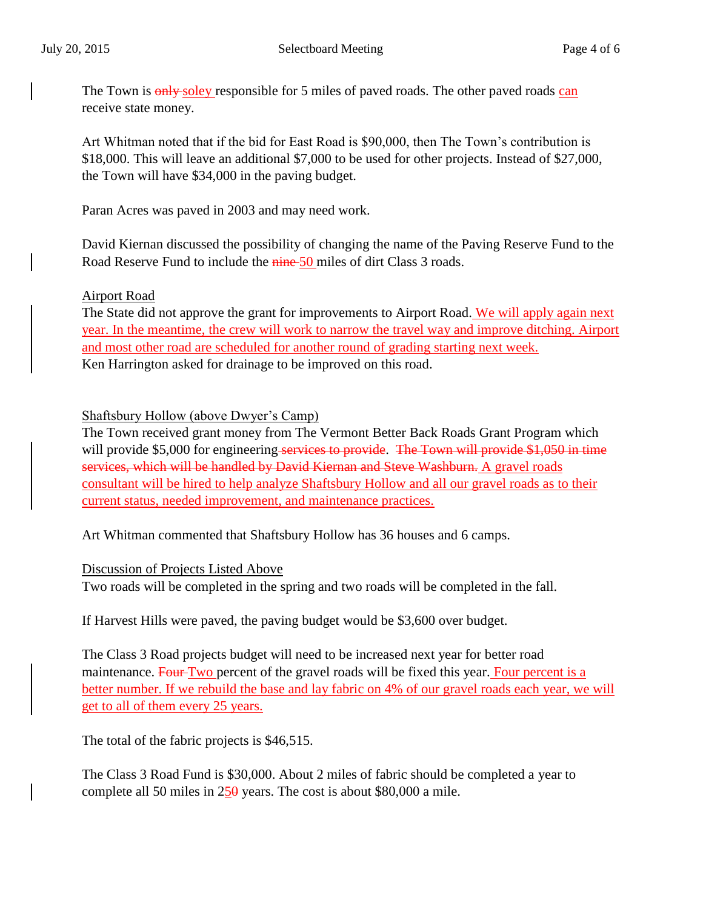The Town is ~~only~~ soley responsible for 5 miles of paved roads. The other paved roads can receive state money.

Art Whitman noted that if the bid for East Road is $90,000, then The Town's contribution is $18,000. This will leave an additional $7,000 to be used for other projects. Instead of $27,000, the Town will have $34,000 in the paving budget.

Paran Acres was paved in 2003 and may need work.

David Kiernan discussed the possibility of changing the name of the Paving Reserve Fund to the Road Reserve Fund to include the ~~nine~~ 50 miles of dirt Class 3 roads.

Airport Road

The State did not approve the grant for improvements to Airport Road. We will apply again next year. In the meantime, the crew will work to narrow the travel way and improve ditching. Airport and most other road are scheduled for another round of grading starting next week.

Ken Harrington asked for drainage to be improved on this road.

Shaftsbury Hollow (above Dwyer's Camp)

The Town received grant money from The Vermont Better Back Roads Grant Program which will provide $5,000 for engineering ~~services to provide~~. ~~The Town will provide $1,050 in time services, which will be handled by David Kiernan and Steve Washburn.~~ A gravel roads consultant will be hired to help analyze Shaftsbury Hollow and all our gravel roads as to their current status, needed improvement, and maintenance practices.

Art Whitman commented that Shaftsbury Hollow has 36 houses and 6 camps.

Discussion of Projects Listed Above

Two roads will be completed in the spring and two roads will be completed in the fall.

If Harvest Hills were paved, the paving budget would be $3,600 over budget.

The Class 3 Road projects budget will need to be increased next year for better road maintenance. ~~Four~~ Two percent of the gravel roads will be fixed this year. Four percent is a better number. If we rebuild the base and lay fabric on 4% of our gravel roads each year, we will get to all of them every 25 years.

The total of the fabric projects is $46,515.

The Class 3 Road Fund is $30,000. About 2 miles of fabric should be completed a year to complete all 50 miles in 25~~0~~ years. The cost is about $80,000 a mile.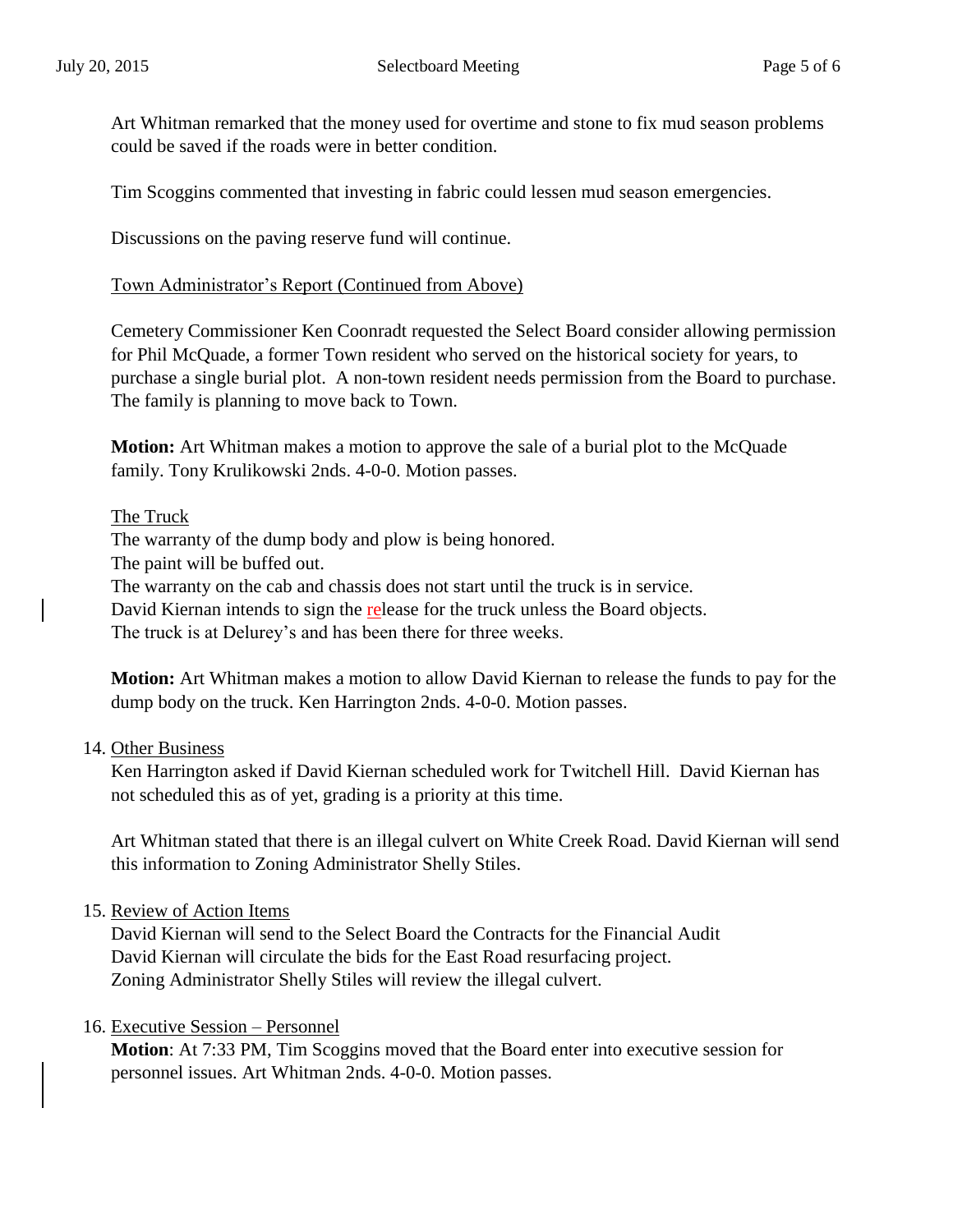Art Whitman remarked that the money used for overtime and stone to fix mud season problems could be saved if the roads were in better condition.

Tim Scoggins commented that investing in fabric could lessen mud season emergencies.

Discussions on the paving reserve fund will continue.

Town Administrator's Report (Continued from Above)

Cemetery Commissioner Ken Coonradt requested the Select Board consider allowing permission for Phil McQuade, a former Town resident who served on the historical society for years, to purchase a single burial plot. A non-town resident needs permission from the Board to purchase. The family is planning to move back to Town.

**Motion:** Art Whitman makes a motion to approve the sale of a burial plot to the McQuade family. Tony Krulikowski 2nds. 4-0-0. Motion passes.

The Truck

The warranty of the dump body and plow is being honored.
The paint will be buffed out.
The warranty on the cab and chassis does not start until the truck is in service.
David Kiernan intends to sign the release for the truck unless the Board objects.
The truck is at Delurey's and has been there for three weeks.

**Motion:** Art Whitman makes a motion to allow David Kiernan to release the funds to pay for the dump body on the truck. Ken Harrington 2nds. 4-0-0. Motion passes.

14. Other Business

Ken Harrington asked if David Kiernan scheduled work for Twitchell Hill. David Kiernan has not scheduled this as of yet, grading is a priority at this time.

Art Whitman stated that there is an illegal culvert on White Creek Road. David Kiernan will send this information to Zoning Administrator Shelly Stiles.

15. Review of Action Items

David Kiernan will send to the Select Board the Contracts for the Financial Audit
David Kiernan will circulate the bids for the East Road resurfacing project.
Zoning Administrator Shelly Stiles will review the illegal culvert.

16. Executive Session – Personnel

**Motion**: At 7:33 PM, Tim Scoggins moved that the Board enter into executive session for personnel issues. Art Whitman 2nds. 4-0-0. Motion passes.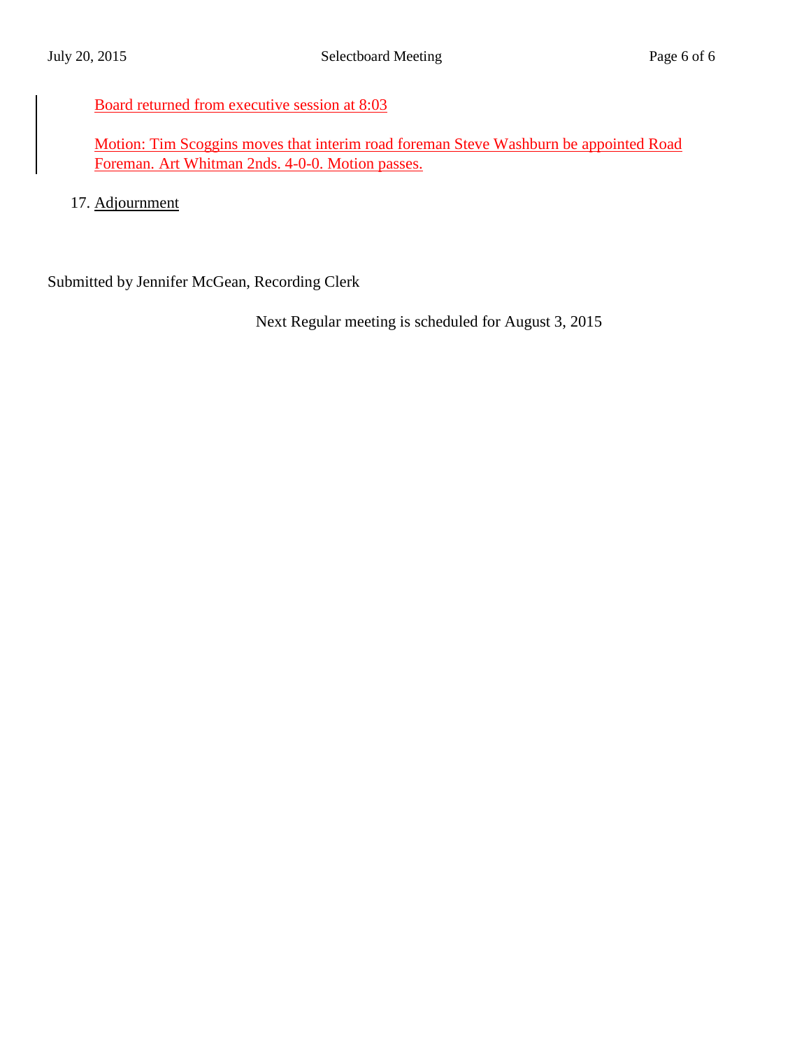Board returned from executive session at 8:03

Motion: Tim Scoggins moves that interim road foreman Steve Washburn be appointed Road Foreman. Art Whitman 2nds. 4-0-0. Motion passes.

17. Adjournment

Submitted by Jennifer McGean, Recording Clerk

Next Regular meeting is scheduled for August 3, 2015